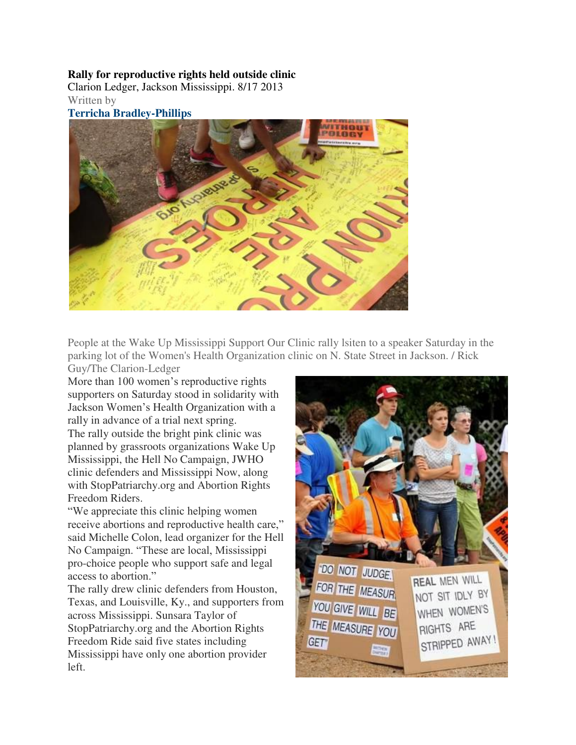**Rally for reproductive rights held outside clinic**

Clarion Ledger, Jackson Mississippi. 8/17 2013

Written by

**Terricha Bradley-Phillips**

People at the Wake Up Mississippi Support Our Clinic rally lsiten to a speaker Saturday in the parking lot of the Women's Health Organization clinic on N. State Street in Jackson. / Rick Guy/The Clarion-Ledger

More than 100 women's reproductive rights supporters on Saturday stood in solidarity with Jackson Women's Health Organization with a rally in advance of a trial next spring.

The rally outside the bright pink clinic was planned by grassroots organizations Wake Up Mississippi, the Hell No Campaign, JWHO clinic defenders and Mississippi Now, along with StopPatriarchy.org and Abortion Rights Freedom Riders.

"We appreciate this clinic helping women receive abortions and reproductive health care," said Michelle Colon, lead organizer for the Hell No Campaign. "These are local, Mississippi pro-choice people who support safe and legal access to abortion."

The rally drew clinic defenders from Houston, Texas, and Louisville, Ky., and supporters from across Mississippi. Sunsara Taylor of StopPatriarchy.org and the Abortion Rights Freedom Ride said five states including Mississippi have only one abortion provider left.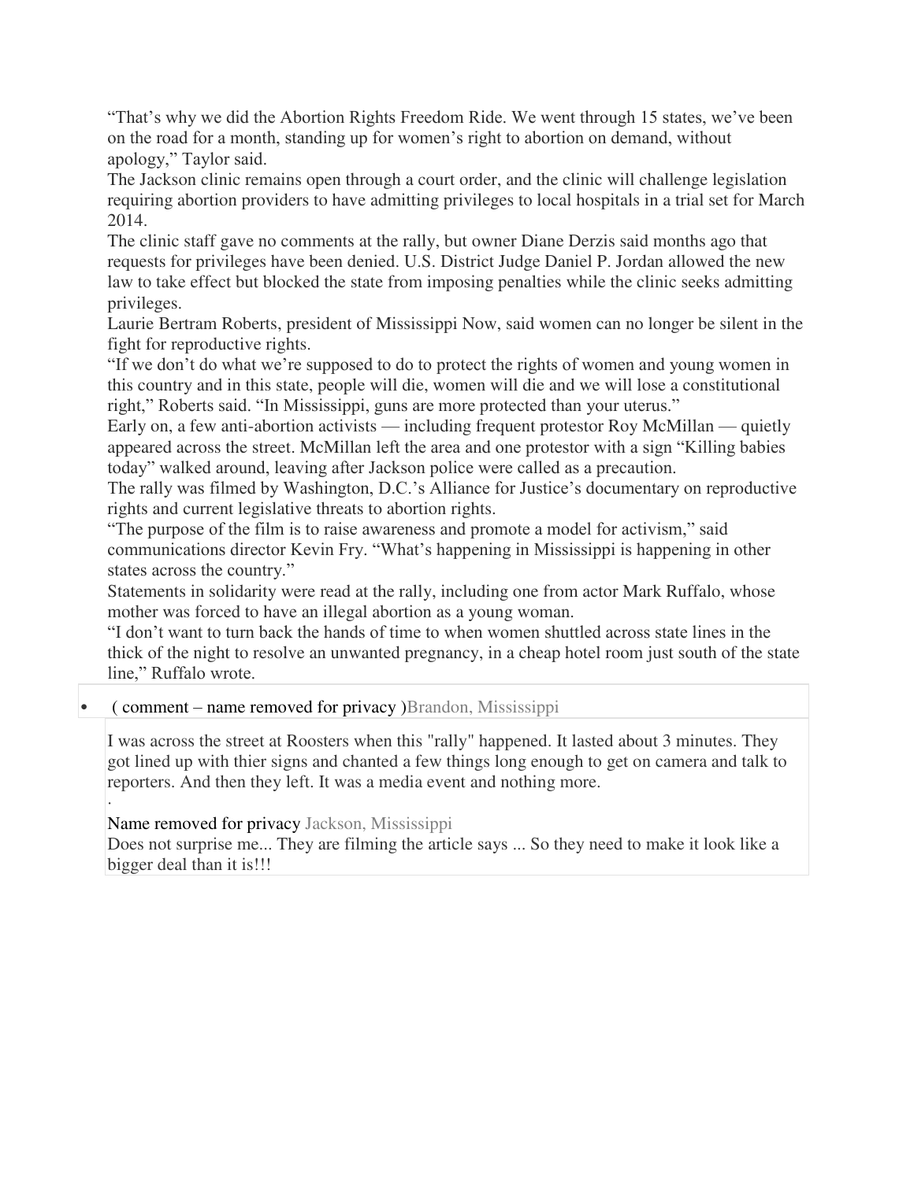"That's why we did the Abortion Rights Freedom Ride. We went through 15 states, we've been on the road for a month, standing up for women's right to abortion on demand, without apology," Taylor said.

The Jackson clinic remains open through a court order, and the clinic will challenge legislation requiring abortion providers to have admitting privileges to local hospitals in a trial set for March 2014.

The clinic staff gave no comments at the rally, but owner Diane Derzis said months ago that requests for privileges have been denied. U.S. District Judge Daniel P. Jordan allowed the new law to take effect but blocked the state from imposing penalties while the clinic seeks admitting privileges.

Laurie Bertram Roberts, president of Mississippi Now, said women can no longer be silent in the fight for reproductive rights.

"If we don't do what we're supposed to do to protect the rights of women and young women in this country and in this state, people will die, women will die and we will lose a constitutional right," Roberts said. "In Mississippi, guns are more protected than your uterus."

Early on, a few anti-abortion activists — including frequent protestor Roy McMillan — quietly appeared across the street. McMillan left the area and one protestor with a sign "Killing babies today" walked around, leaving after Jackson police were called as a precaution.

The rally was filmed by Washington, D.C.'s Alliance for Justice's documentary on reproductive rights and current legislative threats to abortion rights.

"The purpose of the film is to raise awareness and promote a model for activism," said communications director Kevin Fry. "What's happening in Mississippi is happening in other states across the country."

Statements in solidarity were read at the rally, including one from actor Mark Ruffalo, whose mother was forced to have an illegal abortion as a young woman.

"I don't want to turn back the hands of time to when women shuttled across state lines in the thick of the night to resolve an unwanted pregnancy, in a cheap hotel room just south of the state line," Ruffalo wrote.

- ( comment – name removed for privacy )Brandon, Mississippi

  I was across the street at Roosters when this "rally" happened. It lasted about 3 minutes. They got lined up with thier signs and chanted a few things long enough to get on camera and talk to reporters. And then they left. It was a media event and nothing more.

  ·

  Name removed for privacy Jackson, Mississippi

  Does not surprise me... They are filming the article says ... So they need to make it look like a bigger deal than it is!!!